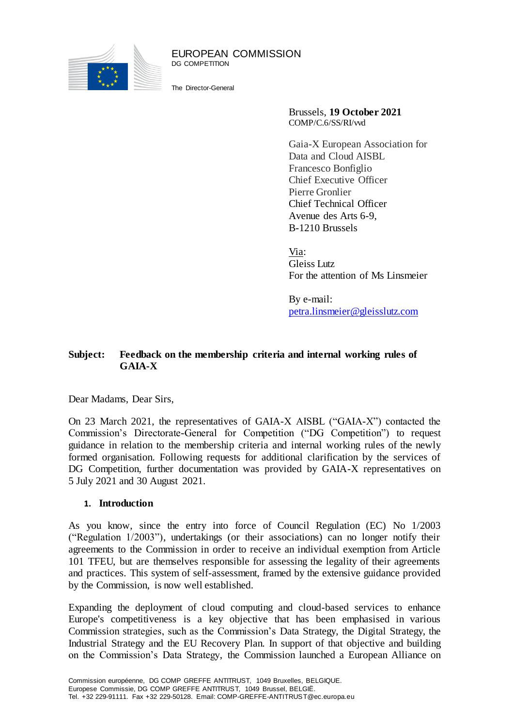EUROPEAN COMMISSION
DG COMPETITION

The Director-General

Brussels, **19 October 2021**
COMP/C.6/SS/RI/vvd

Gaia-X European Association for Data and Cloud AISBL
Francesco Bonfiglio
Chief Executive Officer
Pierre Gronlier
Chief Technical Officer
Avenue des Arts 6-9,
B-1210 Brussels

Via:
Gleiss Lutz
For the attention of Ms Linsmeier

By e-mail:
petra.linsmeier@gleisslutz.com

**Subject: Feedback on the membership criteria and internal working rules of GAIA-X**

Dear Madams, Dear Sirs,

On 23 March 2021, the representatives of GAIA-X AISBL ("GAIA-X") contacted the Commission's Directorate-General for Competition ("DG Competition") to request guidance in relation to the membership criteria and internal working rules of the newly formed organisation. Following requests for additional clarification by the services of DG Competition, further documentation was provided by GAIA-X representatives on 5 July 2021 and 30 August 2021.

## 1. Introduction

As you know, since the entry into force of Council Regulation (EC) No 1/2003 ("Regulation 1/2003"), undertakings (or their associations) can no longer notify their agreements to the Commission in order to receive an individual exemption from Article 101 TFEU, but are themselves responsible for assessing the legality of their agreements and practices. This system of self-assessment, framed by the extensive guidance provided by the Commission, is now well established.

Expanding the deployment of cloud computing and cloud-based services to enhance Europe's competitiveness is a key objective that has been emphasised in various Commission strategies, such as the Commission's Data Strategy, the Digital Strategy, the Industrial Strategy and the EU Recovery Plan. In support of that objective and building on the Commission's Data Strategy, the Commission launched a European Alliance on

Commission européenne, DG COMP GREFFE ANTITRUST, 1049 Bruxelles, BELGIQUE.
Europese Commissie, DG COMP GREFFE ANTITRUST, 1049 Brussel, BELGIË.
Tel. +32 229-91111. Fax +32 229-50128. Email: COMP-GREFFE-ANTITRUST@ec.europa.eu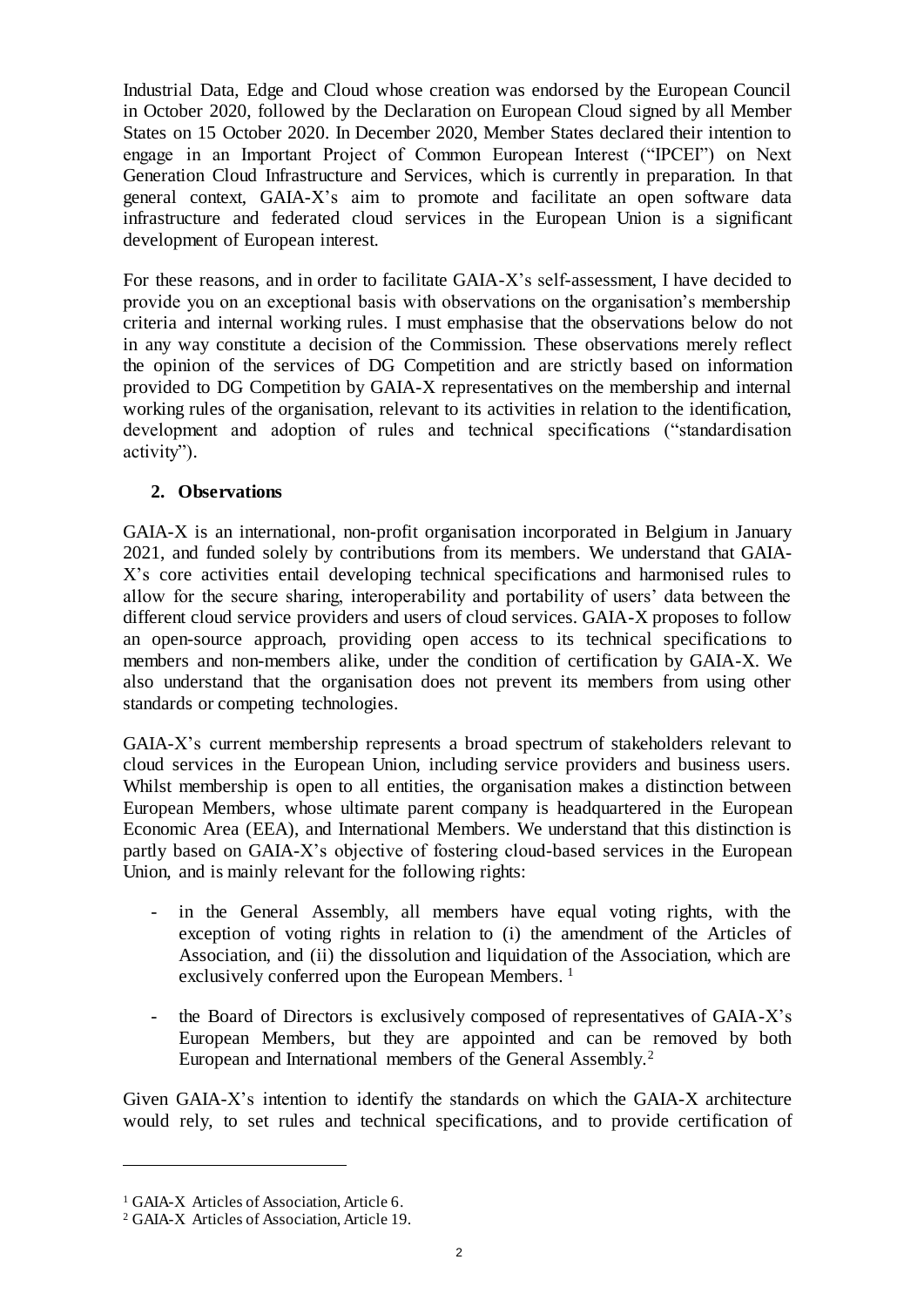Industrial Data, Edge and Cloud whose creation was endorsed by the European Council in October 2020, followed by the Declaration on European Cloud signed by all Member States on 15 October 2020. In December 2020, Member States declared their intention to engage in an Important Project of Common European Interest ("IPCEI") on Next Generation Cloud Infrastructure and Services, which is currently in preparation. In that general context, GAIA-X's aim to promote and facilitate an open software data infrastructure and federated cloud services in the European Union is a significant development of European interest.

For these reasons, and in order to facilitate GAIA-X's self-assessment, I have decided to provide you on an exceptional basis with observations on the organisation's membership criteria and internal working rules. I must emphasise that the observations below do not in any way constitute a decision of the Commission. These observations merely reflect the opinion of the services of DG Competition and are strictly based on information provided to DG Competition by GAIA-X representatives on the membership and internal working rules of the organisation, relevant to its activities in relation to the identification, development and adoption of rules and technical specifications ("standardisation activity").

## 2. Observations

GAIA-X is an international, non-profit organisation incorporated in Belgium in January 2021, and funded solely by contributions from its members. We understand that GAIA-X's core activities entail developing technical specifications and harmonised rules to allow for the secure sharing, interoperability and portability of users' data between the different cloud service providers and users of cloud services. GAIA-X proposes to follow an open-source approach, providing open access to its technical specifications to members and non-members alike, under the condition of certification by GAIA-X. We also understand that the organisation does not prevent its members from using other standards or competing technologies.

GAIA-X's current membership represents a broad spectrum of stakeholders relevant to cloud services in the European Union, including service providers and business users. Whilst membership is open to all entities, the organisation makes a distinction between European Members, whose ultimate parent company is headquartered in the European Economic Area (EEA), and International Members. We understand that this distinction is partly based on GAIA-X's objective of fostering cloud-based services in the European Union, and is mainly relevant for the following rights:

- in the General Assembly, all members have equal voting rights, with the exception of voting rights in relation to (i) the amendment of the Articles of Association, and (ii) the dissolution and liquidation of the Association, which are exclusively conferred upon the European Members. [1]
- the Board of Directors is exclusively composed of representatives of GAIA-X's European Members, but they are appointed and can be removed by both European and International members of the General Assembly.[2]

Given GAIA-X's intention to identify the standards on which the GAIA-X architecture would rely, to set rules and technical specifications, and to provide certification of

---

[1] GAIA-X Articles of Association, Article 6.

[2] GAIA-X Articles of Association, Article 19.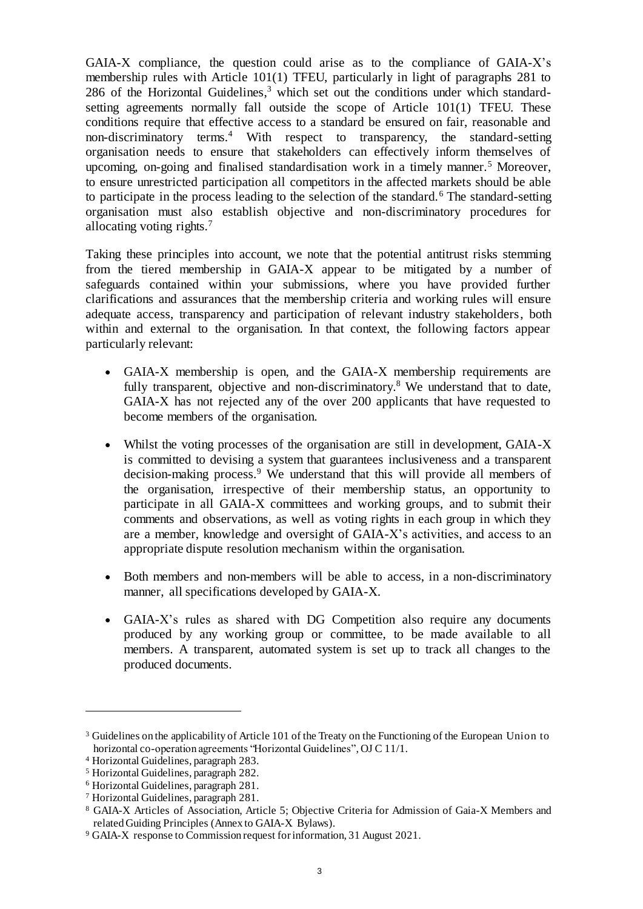GAIA-X compliance, the question could arise as to the compliance of GAIA-X's membership rules with Article 101(1) TFEU, particularly in light of paragraphs 281 to 286 of the Horizontal Guidelines,[3] which set out the conditions under which standard-setting agreements normally fall outside the scope of Article 101(1) TFEU. These conditions require that effective access to a standard be ensured on fair, reasonable and non-discriminatory terms.[4] With respect to transparency, the standard-setting organisation needs to ensure that stakeholders can effectively inform themselves of upcoming, on-going and finalised standardisation work in a timely manner.[5] Moreover, to ensure unrestricted participation all competitors in the affected markets should be able to participate in the process leading to the selection of the standard.[6] The standard-setting organisation must also establish objective and non-discriminatory procedures for allocating voting rights.[7]

Taking these principles into account, we note that the potential antitrust risks stemming from the tiered membership in GAIA-X appear to be mitigated by a number of safeguards contained within your submissions, where you have provided further clarifications and assurances that the membership criteria and working rules will ensure adequate access, transparency and participation of relevant industry stakeholders, both within and external to the organisation. In that context, the following factors appear particularly relevant:

- GAIA-X membership is open, and the GAIA-X membership requirements are fully transparent, objective and non-discriminatory.[8] We understand that to date, GAIA-X has not rejected any of the over 200 applicants that have requested to become members of the organisation.
- Whilst the voting processes of the organisation are still in development, GAIA-X is committed to devising a system that guarantees inclusiveness and a transparent decision-making process.[9] We understand that this will provide all members of the organisation, irrespective of their membership status, an opportunity to participate in all GAIA-X committees and working groups, and to submit their comments and observations, as well as voting rights in each group in which they are a member, knowledge and oversight of GAIA-X's activities, and access to an appropriate dispute resolution mechanism within the organisation.
- Both members and non-members will be able to access, in a non-discriminatory manner, all specifications developed by GAIA-X.
- GAIA-X's rules as shared with DG Competition also require any documents produced by any working group or committee, to be made available to all members. A transparent, automated system is set up to track all changes to the produced documents.

---

[3] Guidelines on the applicability of Article 101 of the Treaty on the Functioning of the European Union to horizontal co-operation agreements "Horizontal Guidelines", OJ C 11/1.

[4] Horizontal Guidelines, paragraph 283.

[5] Horizontal Guidelines, paragraph 282.

[6] Horizontal Guidelines, paragraph 281.

[7] Horizontal Guidelines, paragraph 281.

[8] GAIA-X Articles of Association, Article 5; Objective Criteria for Admission of Gaia-X Members and related Guiding Principles (Annex to GAIA-X Bylaws).

[9] GAIA-X response to Commission request for information, 31 August 2021.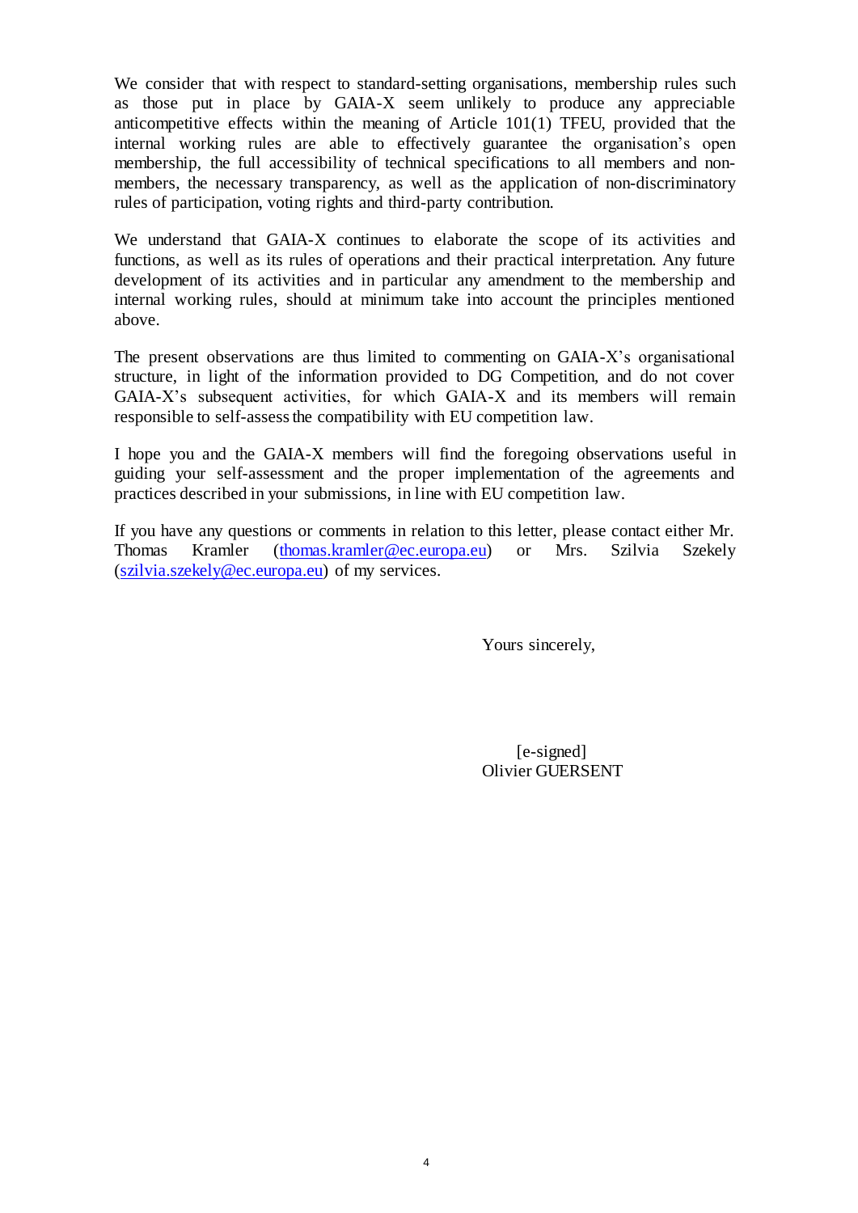We consider that with respect to standard-setting organisations, membership rules such as those put in place by GAIA-X seem unlikely to produce any appreciable anticompetitive effects within the meaning of Article 101(1) TFEU, provided that the internal working rules are able to effectively guarantee the organisation's open membership, the full accessibility of technical specifications to all members and non-members, the necessary transparency, as well as the application of non-discriminatory rules of participation, voting rights and third-party contribution.

We understand that GAIA-X continues to elaborate the scope of its activities and functions, as well as its rules of operations and their practical interpretation. Any future development of its activities and in particular any amendment to the membership and internal working rules, should at minimum take into account the principles mentioned above.

The present observations are thus limited to commenting on GAIA-X's organisational structure, in light of the information provided to DG Competition, and do not cover GAIA-X's subsequent activities, for which GAIA-X and its members will remain responsible to self-assess the compatibility with EU competition law.

I hope you and the GAIA-X members will find the foregoing observations useful in guiding your self-assessment and the proper implementation of the agreements and practices described in your submissions, in line with EU competition law.

If you have any questions or comments in relation to this letter, please contact either Mr. Thomas Kramler (thomas.kramler@ec.europa.eu) or Mrs. Szilvia Szekely (szilvia.szekely@ec.europa.eu) of my services.

Yours sincerely,

[e-signed]
Olivier GUERSENT